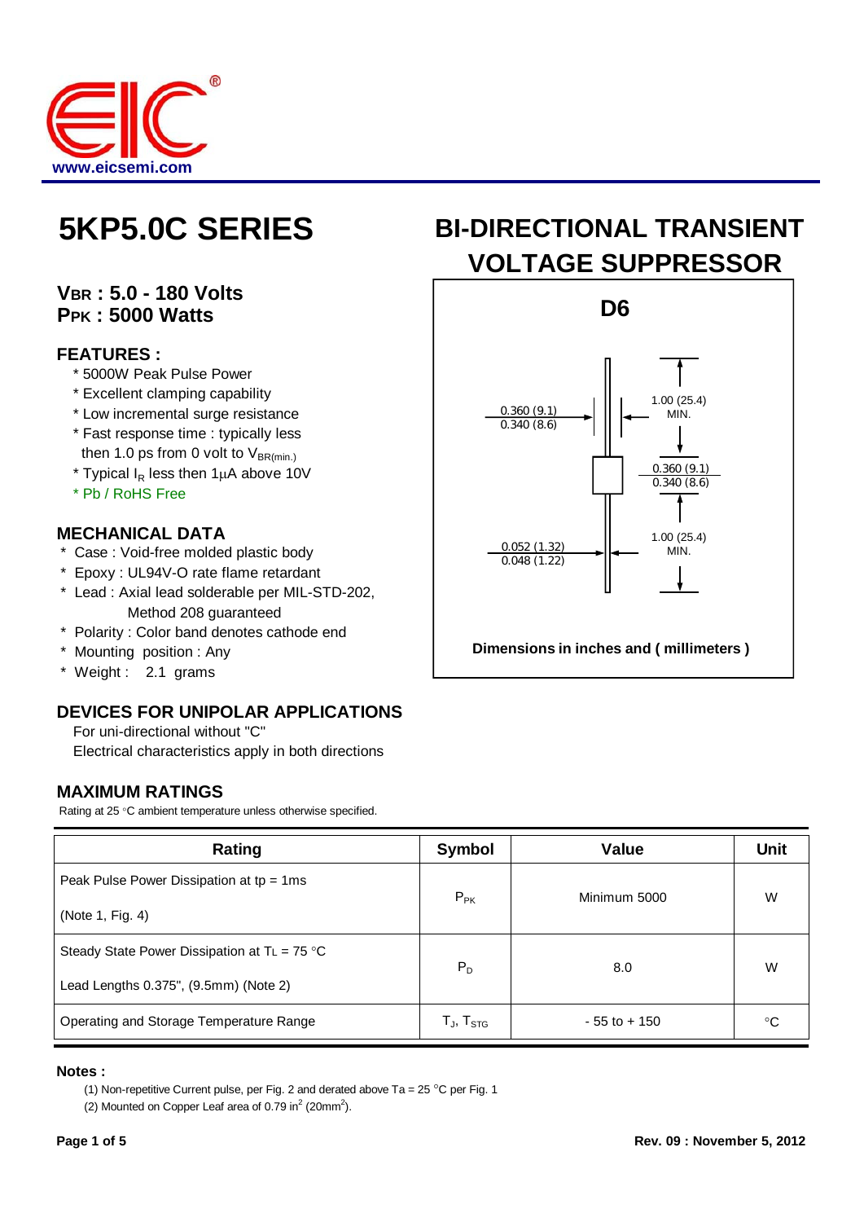www.eicsemi.com

# 5KP5.0C SERIES

# BI-DIRECTIONAL TRANSIENT VOLTAGE SUPPRESSOR

**$V_{BR}$ : 5.0 - 180 Volts**
**$P_{PK}$ : 5000 Watts**

### FEATURES :

* 5000W Peak Pulse Power
* Excellent clamping capability
* Low incremental surge resistance
* Fast response time : typically less then 1.0 ps from 0 volt to $V_{BR(min.)}$
* Typical $I_R$ less then 1μA above 10V
* Pb / RoHS Free

### MECHANICAL DATA

* Case : Void-free molded plastic body
* Epoxy : UL94V-O rate flame retardant
* Lead : Axial lead solderable per MIL-STD-202, Method 208 guaranteed
* Polarity : Color band denotes cathode end
* Mounting position : Any
* Weight : 2.1 grams

### DEVICES FOR UNIPOLAR APPLICATIONS

For uni-directional without "C"
Electrical characteristics apply in both directions

**D6**

0.360 (9.1) / 0.340 (8.6)
1.00 (25.4) MIN.
0.360 (9.1) / 0.340 (8.6)
0.052 (1.32) / 0.048 (1.22)
1.00 (25.4) MIN.

**Dimensions in inches and ( millimeters )**

### MAXIMUM RATINGS

Rating at 25 °C ambient temperature unless otherwise specified.

| Rating | Symbol | Value | Unit |
|---|---|---|---|
| Peak Pulse Power Dissipation at tp = 1ms (Note 1, Fig. 4) | $P_{PK}$ | Minimum 5000 | W |
| Steady State Power Dissipation at $T_L$ = 75 °C Lead Lengths 0.375", (9.5mm) (Note 2) | $P_D$ | 8.0 | W |
| Operating and Storage Temperature Range | $T_J$, $T_{STG}$ | - 55 to + 150 | °C |

**Notes :**

(1) Non-repetitive Current pulse, per Fig. 2 and derated above Ta = 25 °C per Fig. 1
(2) Mounted on Copper Leaf area of 0.79 $in^2$ (20$mm^2$).

**Rev. 09 : November 5, 2012**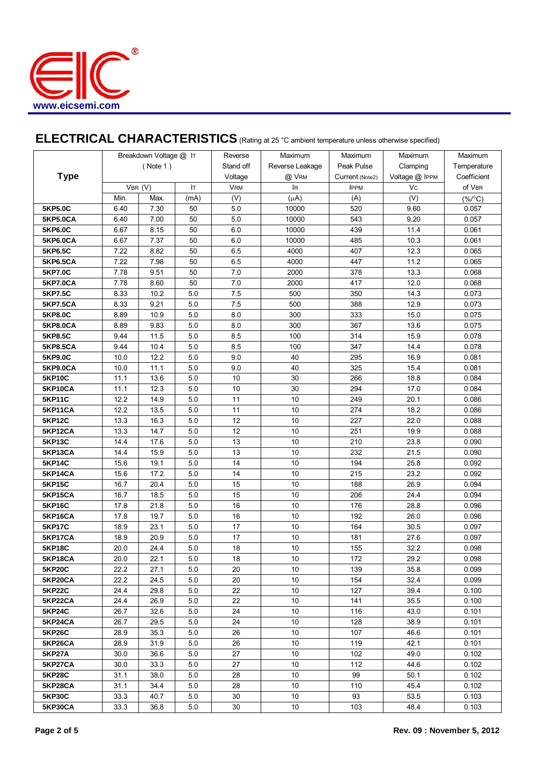## ELECTRICAL CHARACTERISTICS (Rating at 25 °C ambient temperature unless otherwise specified)

| Type | Breakdown Voltage @ $I_T$ (Note 1) | | | Reverse Stand off Voltage | Maximum Reverse Leakage @ $V_{RM}$ | Maximum Peak Pulse Current (Note2) | Maximum Clamping Voltage @ $I_{PPM}$ | Maximum Temperature Coefficient of $V_{BR}$ |
|---|---|---|---|---|---|---|---|---|
| | $V_{BR}$ (V) | | $I_T$ | $V_{RM}$ | $I_R$ | $I_{PPM}$ | $V_C$ | |
| | Min. | Max. | (mA) | (V) | (μA) | (A) | (V) | (%/°C) |
| **5KP5.0C** | 6.40 | 7.30 | 50 | 5.0 | 10000 | 520 | 9.60 | 0.057 |
| **5KP5.0CA** | 6.40 | 7.00 | 50 | 5.0 | 10000 | 543 | 9.20 | 0.057 |
| **5KP6.0C** | 6.67 | 8.15 | 50 | 6.0 | 10000 | 439 | 11.4 | 0.061 |
| **5KP6.0CA** | 6.67 | 7.37 | 50 | 6.0 | 10000 | 485 | 10.3 | 0.061 |
| **5KP6.5C** | 7.22 | 8.82 | 50 | 6.5 | 4000 | 407 | 12.3 | 0.065 |
| **5KP6.5CA** | 7.22 | 7.98 | 50 | 6.5 | 4000 | 447 | 11.2 | 0.065 |
| **5KP7.0C** | 7.78 | 9.51 | 50 | 7.0 | 2000 | 378 | 13.3 | 0.068 |
| **5KP7.0CA** | 7.78 | 8.60 | 50 | 7.0 | 2000 | 417 | 12.0 | 0.068 |
| **5KP7.5C** | 8.33 | 10.2 | 5.0 | 7.5 | 500 | 350 | 14.3 | 0.073 |
| **5KP7.5CA** | 8.33 | 9.21 | 5.0 | 7.5 | 500 | 388 | 12.9 | 0.073 |
| **5KP8.0C** | 8.89 | 10.9 | 5.0 | 8.0 | 300 | 333 | 15.0 | 0.075 |
| **5KP8.0CA** | 8.89 | 9.83 | 5.0 | 8.0 | 300 | 367 | 13.6 | 0.075 |
| **5KP8.5C** | 9.44 | 11.5 | 5.0 | 8.5 | 100 | 314 | 15.9 | 0.078 |
| **5KP8.5CA** | 9.44 | 10.4 | 5.0 | 8.5 | 100 | 347 | 14.4 | 0.078 |
| **5KP9.0C** | 10.0 | 12.2 | 5.0 | 9.0 | 40 | 295 | 16.9 | 0.081 |
| **5KP9.0CA** | 10.0 | 11.1 | 5.0 | 9.0 | 40 | 325 | 15.4 | 0.081 |
| **5KP10C** | 11.1 | 13.6 | 5.0 | 10 | 30 | 266 | 18.8 | 0.084 |
| **5KP10CA** | 11.1 | 12.3 | 5.0 | 10 | 30 | 294 | 17.0 | 0.084 |
| **5KP11C** | 12.2 | 14.9 | 5.0 | 11 | 10 | 249 | 20.1 | 0.086 |
| **5KP11CA** | 12.2 | 13.5 | 5.0 | 11 | 10 | 274 | 18.2 | 0.086 |
| **5KP12C** | 13.3 | 16.3 | 5.0 | 12 | 10 | 227 | 22.0 | 0.088 |
| **5KP12CA** | 13.3 | 14.7 | 5.0 | 12 | 10 | 251 | 19.9 | 0.088 |
| **5KP13C** | 14.4 | 17.6 | 5.0 | 13 | 10 | 210 | 23.8 | 0.090 |
| **5KP13CA** | 14.4 | 15.9 | 5.0 | 13 | 10 | 232 | 21.5 | 0.090 |
| **5KP14C** | 15.6 | 19.1 | 5.0 | 14 | 10 | 194 | 25.8 | 0.092 |
| **5KP14CA** | 15.6 | 17.2 | 5.0 | 14 | 10 | 215 | 23.2 | 0.092 |
| **5KP15C** | 16.7 | 20.4 | 5.0 | 15 | 10 | 188 | 26.9 | 0.094 |
| **5KP15CA** | 16.7 | 18.5 | 5.0 | 15 | 10 | 206 | 24.4 | 0.094 |
| **5KP16C** | 17.8 | 21.8 | 5.0 | 16 | 10 | 176 | 28.8 | 0.096 |
| **5KP16CA** | 17.8 | 19.7 | 5.0 | 16 | 10 | 192 | 26.0 | 0.096 |
| **5KP17C** | 18.9 | 23.1 | 5.0 | 17 | 10 | 164 | 30.5 | 0.097 |
| **5KP17CA** | 18.9 | 20.9 | 5.0 | 17 | 10 | 181 | 27.6 | 0.097 |
| **5KP18C** | 20.0 | 24.4 | 5.0 | 18 | 10 | 155 | 32.2 | 0.098 |
| **5KP18CA** | 20.0 | 22.1 | 5.0 | 18 | 10 | 172 | 29.2 | 0.098 |
| **5KP20C** | 22.2 | 27.1 | 5.0 | 20 | 10 | 139 | 35.8 | 0.099 |
| **5KP20CA** | 22.2 | 24.5 | 5.0 | 20 | 10 | 154 | 32.4 | 0.099 |
| **5KP22C** | 24.4 | 29.8 | 5.0 | 22 | 10 | 127 | 39.4 | 0.100 |
| **5KP22CA** | 24.4 | 26.9 | 5.0 | 22 | 10 | 141 | 35.5 | 0.100 |
| **5KP24C** | 26.7 | 32.6 | 5.0 | 24 | 10 | 116 | 43.0 | 0.101 |
| **5KP24CA** | 26.7 | 29.5 | 5.0 | 24 | 10 | 128 | 38.9 | 0.101 |
| **5KP26C** | 28.9 | 35.3 | 5.0 | 26 | 10 | 107 | 46.6 | 0.101 |
| **5KP26CA** | 28.9 | 31.9 | 5.0 | 26 | 10 | 119 | 42.1 | 0.101 |
| **5KP27A** | 30.0 | 36.6 | 5.0 | 27 | 10 | 102 | 49.0 | 0.102 |
| **5KP27CA** | 30.0 | 33.3 | 5.0 | 27 | 10 | 112 | 44.6 | 0.102 |
| **5KP28C** | 31.1 | 38.0 | 5.0 | 28 | 10 | 99 | 50.1 | 0.102 |
| **5KP28CA** | 31.1 | 34.4 | 5.0 | 28 | 10 | 110 | 45.4 | 0.102 |
| **5KP30C** | 33.3 | 40.7 | 5.0 | 30 | 10 | 93 | 53.5 | 0.103 |
| **5KP30CA** | 33.3 | 36.8 | 5.0 | 30 | 10 | 103 | 48.4 | 0.103 |

**Rev. 09 : November 5, 2012**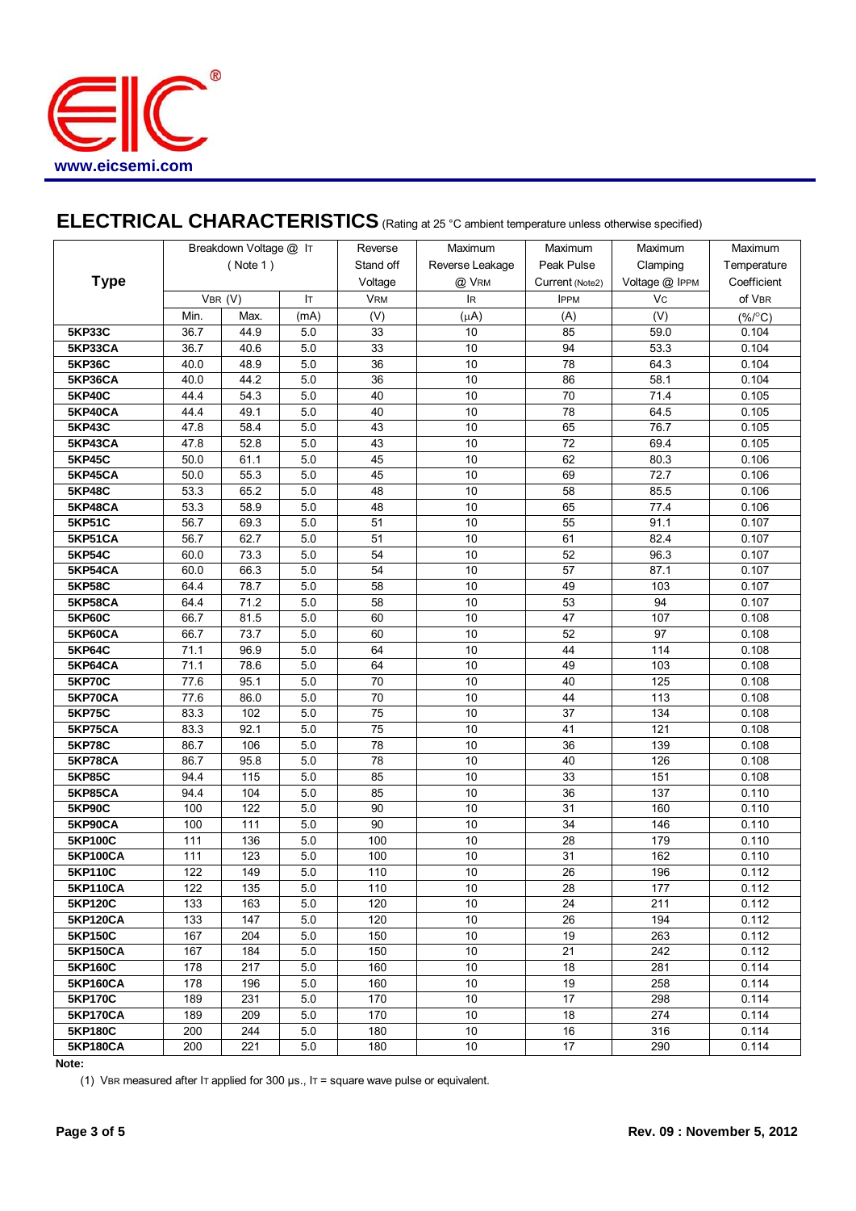## ELECTRICAL CHARACTERISTICS (Rating at 25 °C ambient temperature unless otherwise specified)

| Type | Breakdown Voltage @ $I_T$ (Note 1) | | | Reverse Stand off Voltage | Maximum Reverse Leakage @ $V_{RM}$ | Maximum Peak Pulse Current (Note2) | Maximum Clamping Voltage @ $I_{PPM}$ | Maximum Temperature Coefficient of $V_{BR}$ |
|---|---|---|---|---|---|---|---|---|
| | $V_{BR}$ (V) | | $I_T$ | $V_{RM}$ | $I_R$ | $I_{PPM}$ | $V_C$ | |
| | Min. | Max. | (mA) | (V) | (μA) | (A) | (V) | (%/°C) |
| **5KP33C** | 36.7 | 44.9 | 5.0 | 33 | 10 | 85 | 59.0 | 0.104 |
| **5KP33CA** | 36.7 | 40.6 | 5.0 | 33 | 10 | 94 | 53.3 | 0.104 |
| **5KP36C** | 40.0 | 48.9 | 5.0 | 36 | 10 | 78 | 64.3 | 0.104 |
| **5KP36CA** | 40.0 | 44.2 | 5.0 | 36 | 10 | 86 | 58.1 | 0.104 |
| **5KP40C** | 44.4 | 54.3 | 5.0 | 40 | 10 | 70 | 71.4 | 0.105 |
| **5KP40CA** | 44.4 | 49.1 | 5.0 | 40 | 10 | 78 | 64.5 | 0.105 |
| **5KP43C** | 47.8 | 58.4 | 5.0 | 43 | 10 | 65 | 76.7 | 0.105 |
| **5KP43CA** | 47.8 | 52.8 | 5.0 | 43 | 10 | 72 | 69.4 | 0.105 |
| **5KP45C** | 50.0 | 61.1 | 5.0 | 45 | 10 | 62 | 80.3 | 0.106 |
| **5KP45CA** | 50.0 | 55.3 | 5.0 | 45 | 10 | 69 | 72.7 | 0.106 |
| **5KP48C** | 53.3 | 65.2 | 5.0 | 48 | 10 | 58 | 85.5 | 0.106 |
| **5KP48CA** | 53.3 | 58.9 | 5.0 | 48 | 10 | 65 | 77.4 | 0.106 |
| **5KP51C** | 56.7 | 69.3 | 5.0 | 51 | 10 | 55 | 91.1 | 0.107 |
| **5KP51CA** | 56.7 | 62.7 | 5.0 | 51 | 10 | 61 | 82.4 | 0.107 |
| **5KP54C** | 60.0 | 73.3 | 5.0 | 54 | 10 | 52 | 96.3 | 0.107 |
| **5KP54CA** | 60.0 | 66.3 | 5.0 | 54 | 10 | 57 | 87.1 | 0.107 |
| **5KP58C** | 64.4 | 78.7 | 5.0 | 58 | 10 | 49 | 103 | 0.107 |
| **5KP58CA** | 64.4 | 71.2 | 5.0 | 58 | 10 | 53 | 94 | 0.107 |
| **5KP60C** | 66.7 | 81.5 | 5.0 | 60 | 10 | 47 | 107 | 0.108 |
| **5KP60CA** | 66.7 | 73.7 | 5.0 | 60 | 10 | 52 | 97 | 0.108 |
| **5KP64C** | 71.1 | 96.9 | 5.0 | 64 | 10 | 44 | 114 | 0.108 |
| **5KP64CA** | 71.1 | 78.6 | 5.0 | 64 | 10 | 49 | 103 | 0.108 |
| **5KP70C** | 77.6 | 95.1 | 5.0 | 70 | 10 | 40 | 125 | 0.108 |
| **5KP70CA** | 77.6 | 86.0 | 5.0 | 70 | 10 | 44 | 113 | 0.108 |
| **5KP75C** | 83.3 | 102 | 5.0 | 75 | 10 | 37 | 134 | 0.108 |
| **5KP75CA** | 83.3 | 92.1 | 5.0 | 75 | 10 | 41 | 121 | 0.108 |
| **5KP78C** | 86.7 | 106 | 5.0 | 78 | 10 | 36 | 139 | 0.108 |
| **5KP78CA** | 86.7 | 95.8 | 5.0 | 78 | 10 | 40 | 126 | 0.108 |
| **5KP85C** | 94.4 | 115 | 5.0 | 85 | 10 | 33 | 151 | 0.108 |
| **5KP85CA** | 94.4 | 104 | 5.0 | 85 | 10 | 36 | 137 | 0.110 |
| **5KP90C** | 100 | 122 | 5.0 | 90 | 10 | 31 | 160 | 0.110 |
| **5KP90CA** | 100 | 111 | 5.0 | 90 | 10 | 34 | 146 | 0.110 |
| **5KP100C** | 111 | 136 | 5.0 | 100 | 10 | 28 | 179 | 0.110 |
| **5KP100CA** | 111 | 123 | 5.0 | 100 | 10 | 31 | 162 | 0.110 |
| **5KP110C** | 122 | 149 | 5.0 | 110 | 10 | 26 | 196 | 0.112 |
| **5KP110CA** | 122 | 135 | 5.0 | 110 | 10 | 28 | 177 | 0.112 |
| **5KP120C** | 133 | 163 | 5.0 | 120 | 10 | 24 | 211 | 0.112 |
| **5KP120CA** | 133 | 147 | 5.0 | 120 | 10 | 26 | 194 | 0.112 |
| **5KP150C** | 167 | 204 | 5.0 | 150 | 10 | 19 | 263 | 0.112 |
| **5KP150CA** | 167 | 184 | 5.0 | 150 | 10 | 21 | 242 | 0.112 |
| **5KP160C** | 178 | 217 | 5.0 | 160 | 10 | 18 | 281 | 0.114 |
| **5KP160CA** | 178 | 196 | 5.0 | 160 | 10 | 19 | 258 | 0.114 |
| **5KP170C** | 189 | 231 | 5.0 | 170 | 10 | 17 | 298 | 0.114 |
| **5KP170CA** | 189 | 209 | 5.0 | 170 | 10 | 18 | 274 | 0.114 |
| **5KP180C** | 200 | 244 | 5.0 | 180 | 10 | 16 | 316 | 0.114 |
| **5KP180CA** | 200 | 221 | 5.0 | 180 | 10 | 17 | 290 | 0.114 |

**Note:**

(1) $V_{BR}$ measured after $I_T$ applied for 300 μs., $I_T$ = square wave pulse or equivalent.

Rev. 09 : November 5, 2012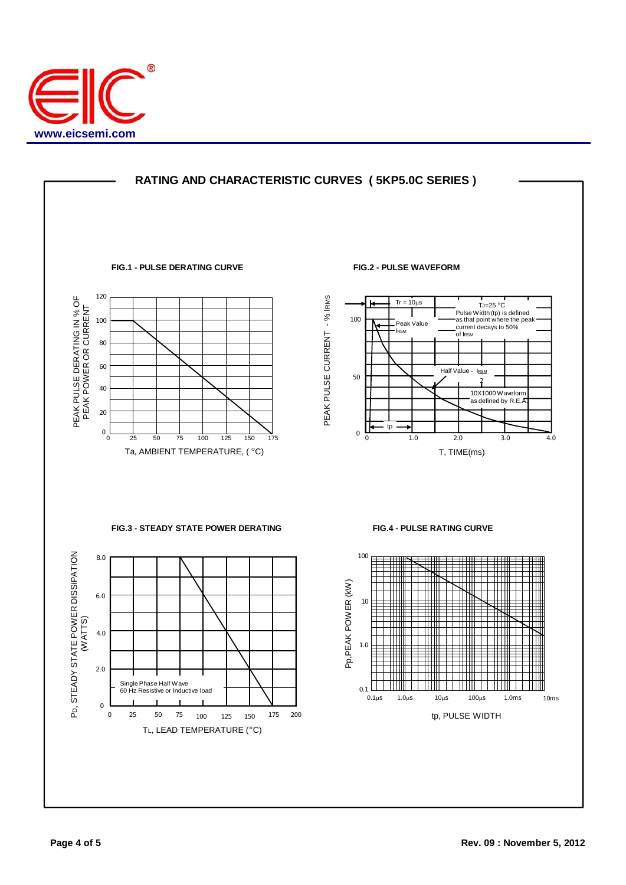## RATING AND CHARACTERISTIC CURVES ( 5KP5.0C SERIES )

**FIG.1 - PULSE DERATING CURVE**

PEAK PULSE DERATING IN % OF PEAK POWER OR CURRENT

Ta, AMBIENT TEMPERATURE, ( °C)

**FIG.2 - PULSE WAVEFORM**

Tr = 10μs

TJ=25 °C

Pulse Width (tp) is defined as that point where the peak current decays to 50% of IRSM

Peak Value IRSM

Half Value - IRSM/2

10X1000 Waveform as defined by R.E.A.

tp

PEAK PULSE CURRENT - % IRMS

T, TIME(ms)

**FIG.3 - STEADY STATE POWER DERATING**

Single Phase Half Wave 60 Hz Resistive or Inductive load

PD, STEADY STATE POWER DISSIPATION (WATTS)

TL, LEAD TEMPERATURE (°C)

**FIG.4 - PULSE RATING CURVE**

Pp,PEAK POWER (kW)

tp, PULSE WIDTH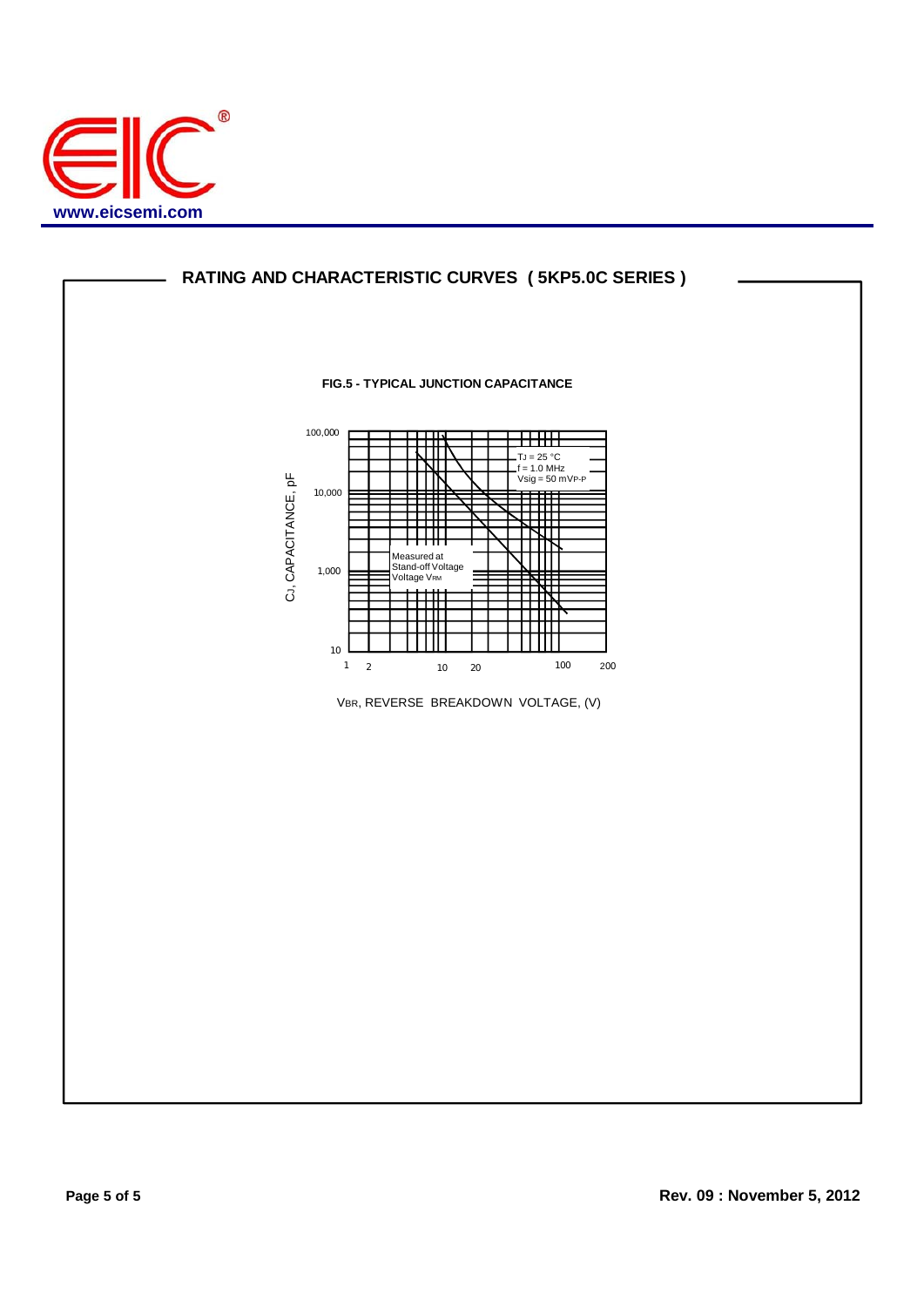## RATING AND CHARACTERISTIC CURVES ( 5KP5.0C SERIES )

**FIG.5 - TYPICAL JUNCTION CAPACITANCE**

$C_J$, CAPACITANCE, pF

100,000

10,000

1,000

10

$T_J$ = 25 °C
f = 1.0 MHz
Vsig = 50 mVP-P

Measured at
Stand-off Voltage
Voltage $V_{RM}$

1 2 10 20 100 200

$V_{BR}$, REVERSE BREAKDOWN VOLTAGE, (V)

Rev. 09 : November 5, 2012